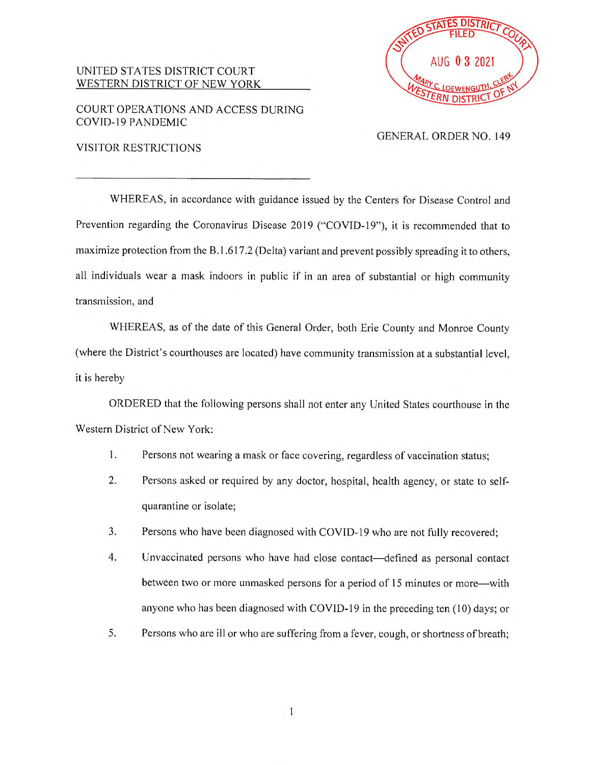UNITED STATES DISTRICT COURT
WESTERN DISTRICT OF NEW YORK

UNITED STATES DISTRICT COURT
FILED
AUG 03 2021
MARY C. LOEWENGUTH, CLERK
WESTERN DISTRICT OF NY

COURT OPERATIONS AND ACCESS DURING COVID-19 PANDEMIC

VISITOR RESTRICTIONS

GENERAL ORDER NO. 149

---

WHEREAS, in accordance with guidance issued by the Centers for Disease Control and Prevention regarding the Coronavirus Disease 2019 ("COVID-19"), it is recommended that to maximize protection from the B.1.617.2 (Delta) variant and prevent possibly spreading it to others, all individuals wear a mask indoors in public if in an area of substantial or high community transmission, and

WHEREAS, as of the date of this General Order, both Erie County and Monroe County (where the District's courthouses are located) have community transmission at a substantial level, it is hereby

ORDERED that the following persons shall not enter any United States courthouse in the Western District of New York:

1. Persons not wearing a mask or face covering, regardless of vaccination status;
2. Persons asked or required by any doctor, hospital, health agency, or state to self-quarantine or isolate;
3. Persons who have been diagnosed with COVID-19 who are not fully recovered;
4. Unvaccinated persons who have had close contact—defined as personal contact between two or more unmasked persons for a period of 15 minutes or more—with anyone who has been diagnosed with COVID-19 in the preceding ten (10) days; or
5. Persons who are ill or who are suffering from a fever, cough, or shortness of breath;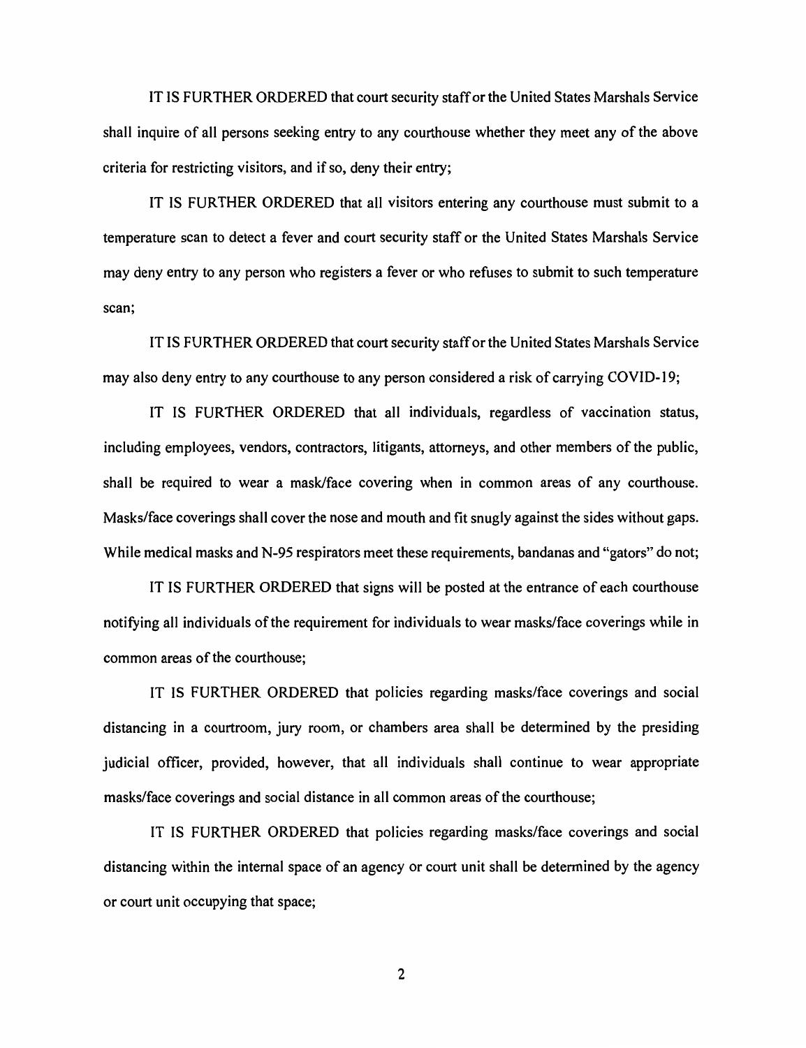IT IS FURTHER ORDERED that court security staff or the United States Marshals Service shall inquire of all persons seeking entry to any courthouse whether they meet any of the above criteria for restricting visitors, and if so, deny their entry;

IT IS FURTHER ORDERED that all visitors entering any courthouse must submit to a temperature scan to detect a fever and court security staff or the United States Marshals Service may deny entry to any person who registers a fever or who refuses to submit to such temperature scan;

IT IS FURTHER ORDERED that court security staff or the United States Marshals Service may also deny entry to any courthouse to any person considered a risk of carrying COVID-19;

IT IS FURTHER ORDERED that all individuals, regardless of vaccination status, including employees, vendors, contractors, litigants, attorneys, and other members of the public, shall be required to wear a mask/face covering when in common areas of any courthouse. Masks/face coverings shall cover the nose and mouth and fit snugly against the sides without gaps. While medical masks and N-95 respirators meet these requirements, bandanas and "gators" do not;

IT IS FURTHER ORDERED that signs will be posted at the entrance of each courthouse notifying all individuals of the requirement for individuals to wear masks/face coverings while in common areas of the courthouse;

IT IS FURTHER ORDERED that policies regarding masks/face coverings and social distancing in a courtroom, jury room, or chambers area shall be determined by the presiding judicial officer, provided, however, that all individuals shall continue to wear appropriate masks/face coverings and social distance in all common areas of the courthouse;

IT IS FURTHER ORDERED that policies regarding masks/face coverings and social distancing within the internal space of an agency or court unit shall be determined by the agency or court unit occupying that space;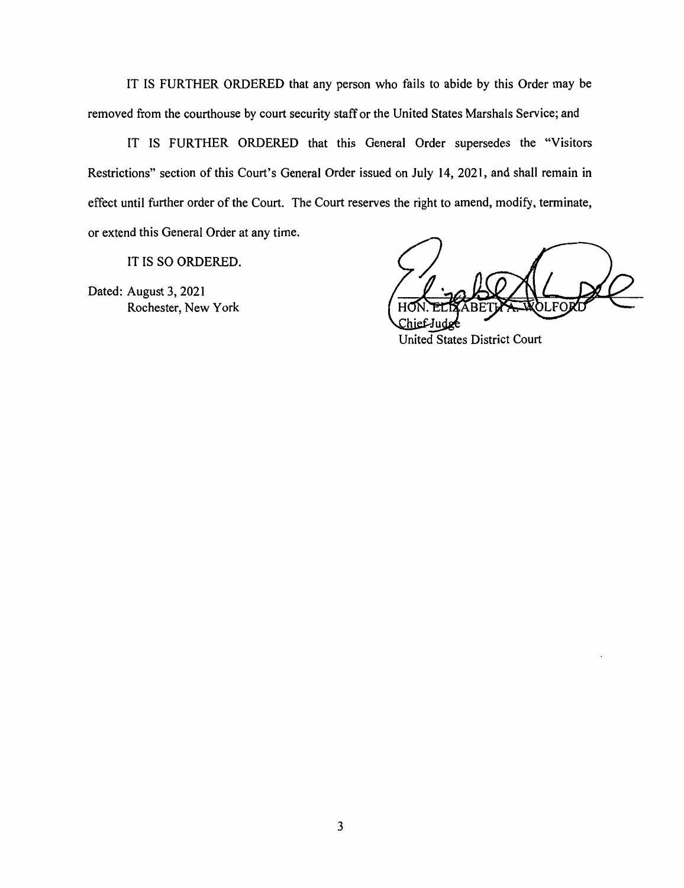IT IS FURTHER ORDERED that any person who fails to abide by this Order may be removed from the courthouse by court security staff or the United States Marshals Service; and

IT IS FURTHER ORDERED that this General Order supersedes the "Visitors Restrictions" section of this Court's General Order issued on July 14, 2021, and shall remain in effect until further order of the Court. The Court reserves the right to amend, modify, terminate, or extend this General Order at any time.

IT IS SO ORDERED.

Dated: August 3, 2021
Rochester, New York

HON. ELIZABETH A. WOLFORD
Chief Judge
United States District Court